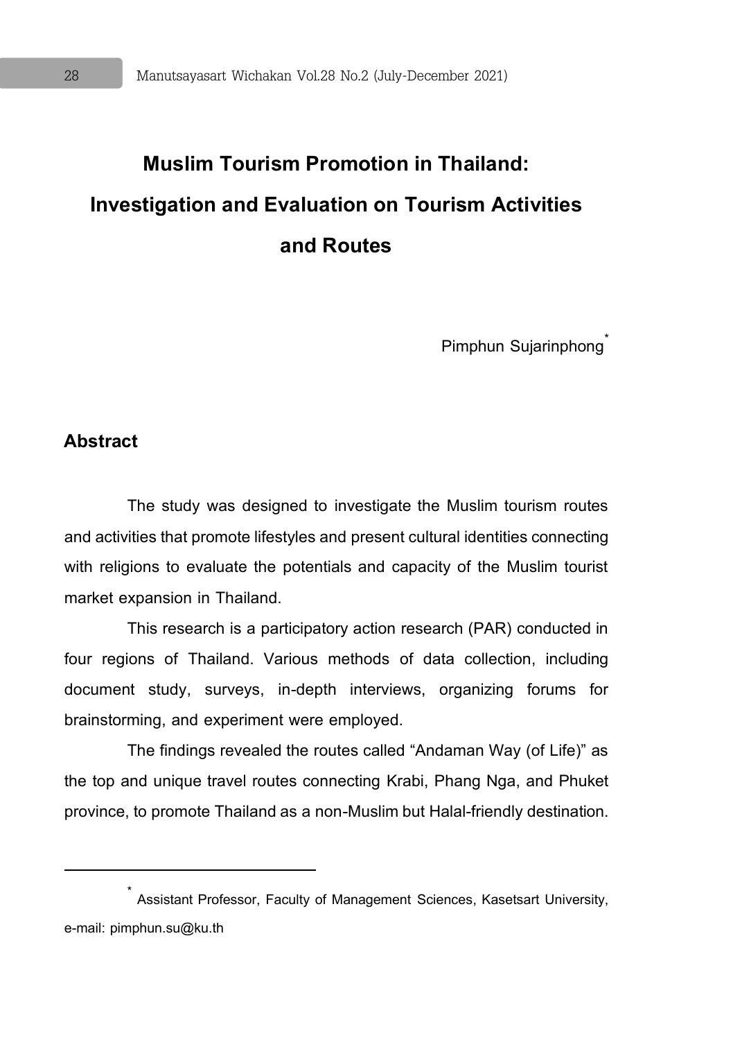# Muslim Tourism Promotion in Thailand: Investigation and Evaluation on Tourism Activities and Routes

Pimphun Sujarinphong[*]

## Abstract

The study was designed to investigate the Muslim tourism routes and activities that promote lifestyles and present cultural identities connecting with religions to evaluate the potentials and capacity of the Muslim tourist market expansion in Thailand.

This research is a participatory action research (PAR) conducted in four regions of Thailand. Various methods of data collection, including document study, surveys, in-depth interviews, organizing forums for brainstorming, and experiment were employed.

The findings revealed the routes called "Andaman Way (of Life)" as the top and unique travel routes connecting Krabi, Phang Nga, and Phuket province, to promote Thailand as a non-Muslim but Halal-friendly destination.

---

[*] Assistant Professor, Faculty of Management Sciences, Kasetsart University, e-mail: pimphun.su@ku.th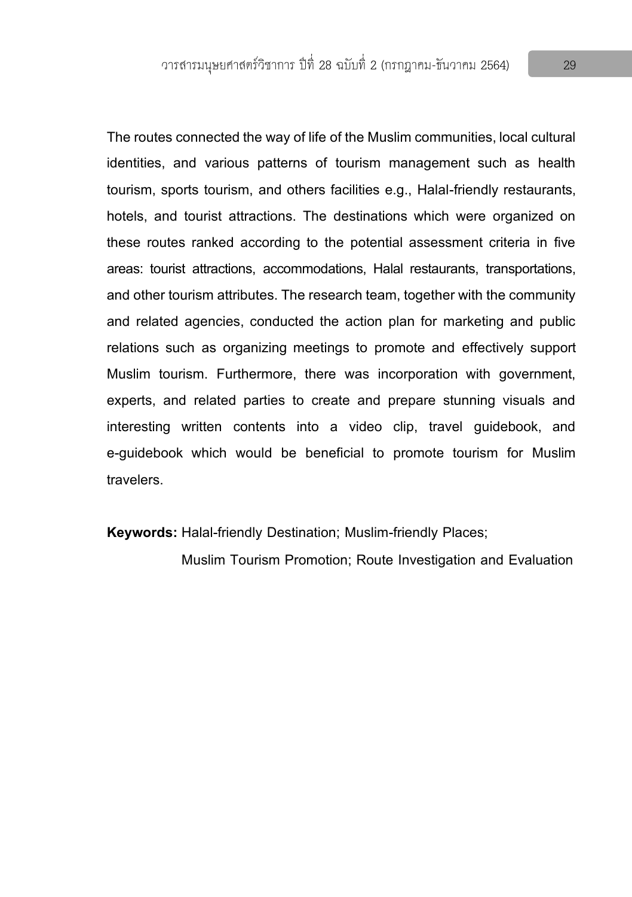The routes connected the way of life of the Muslim communities, local cultural identities, and various patterns of tourism management such as health tourism, sports tourism, and others facilities e.g., Halal-friendly restaurants, hotels, and tourist attractions. The destinations which were organized on these routes ranked according to the potential assessment criteria in five areas: tourist attractions, accommodations, Halal restaurants, transportations, and other tourism attributes. The research team, together with the community and related agencies, conducted the action plan for marketing and public relations such as organizing meetings to promote and effectively support Muslim tourism. Furthermore, there was incorporation with government, experts, and related parties to create and prepare stunning visuals and interesting written contents into a video clip, travel guidebook, and e-guidebook which would be beneficial to promote tourism for Muslim travelers.

**Keywords:** Halal-friendly Destination; Muslim-friendly Places; Muslim Tourism Promotion; Route Investigation and Evaluation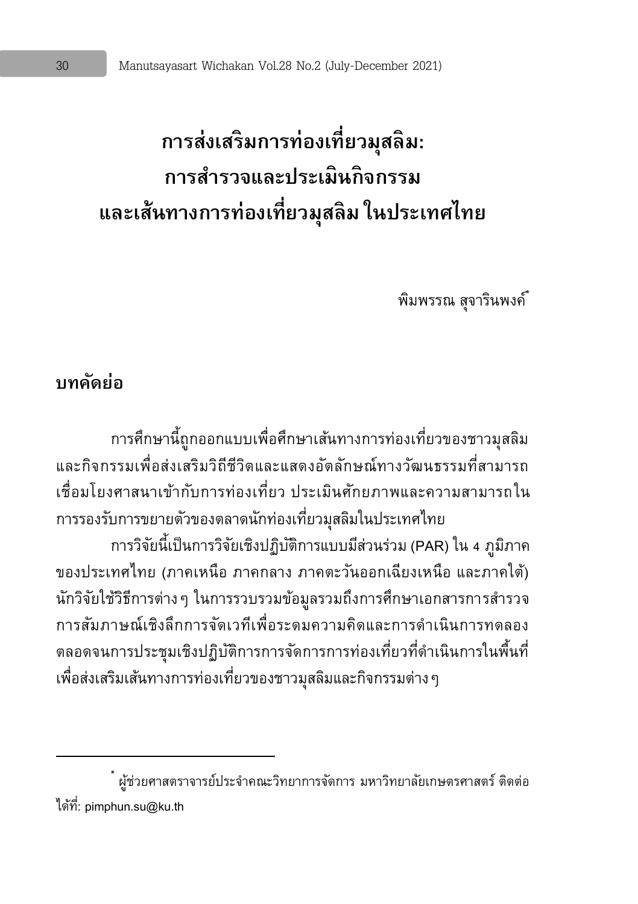# การส่งเสริมการท่องเที่ยวมุสลิม: การสำรวจและประเมินกิจกรรม และเส้นทางการท่องเที่ยวมุสลิม ในประเทศไทย

พิมพรรณ สุจารินพงค์*

## บทคัดย่อ

การศึกษานี้ถูกออกแบบเพื่อศึกษาเส้นทางการท่องเที่ยวของชาวมุสลิม และกิจกรรมเพื่อส่งเสริมวิถีชีวิตและแสดงอัตลักษณ์ทางวัฒนธรรมที่สามารถเชื่อมโยงศาสนาเข้ากับการท่องเที่ยว ประเมินศักยภาพและความสามารถในการรองรับการขยายตัวของตลาดนักท่องเที่ยวมุสลิมในประเทศไทย

การวิจัยนี้เป็นการวิจัยเชิงปฏิบัติการแบบมีส่วนร่วม (PAR) ใน 4 ภูมิภาคของประเทศไทย (ภาคเหนือ ภาคกลาง ภาคตะวันออกเฉียงเหนือ และภาคใต้) นักวิจัยใช้วิธีการต่าง ๆ ในการรวบรวมข้อมูลรวมถึงการศึกษาเอกสารการสำรวจ การสัมภาษณ์เชิงลึกการจัดเวทีเพื่อระดมความคิดและการดำเนินการทดลอง ตลอดจนการประชุมเชิงปฏิบัติการการจัดการการท่องเที่ยวที่ดำเนินการในพื้นที่เพื่อส่งเสริมเส้นทางการท่องเที่ยวของชาวมุสลิมและกิจกรรมต่าง ๆ

---

* ผู้ช่วยศาสตราจารย์ประจำคณะวิทยาการจัดการ มหาวิทยาลัยเกษตรศาสตร์ ติดต่อได้ที่: pimphun.su@ku.th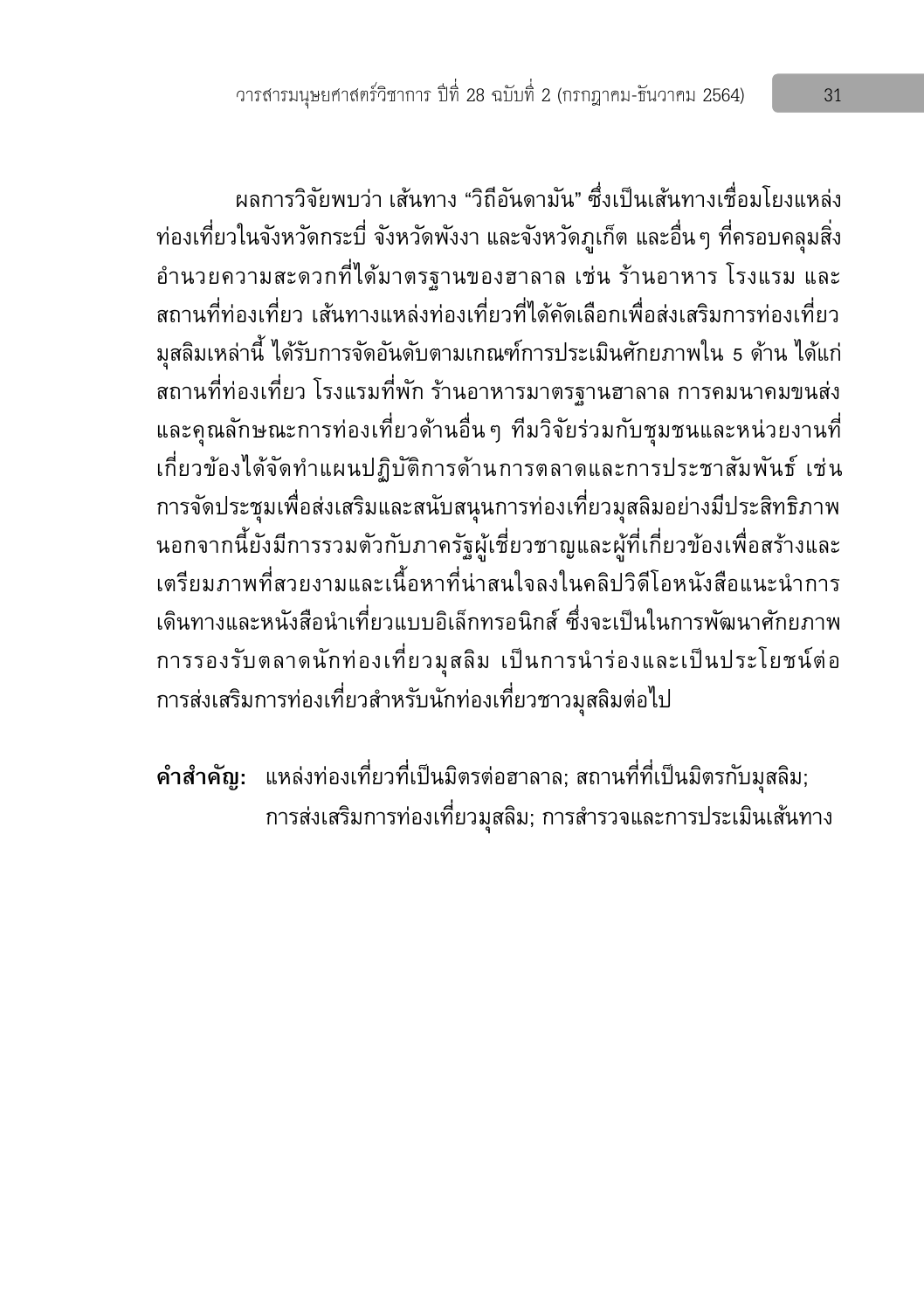ผลการวิจัยพบว่า เส้นทาง “วิถีอันดามัน” ซึ่งเป็นเส้นทางเชื่อมโยงแหล่งท่องเที่ยวในจังหวัดกระบี่ จังหวัดพังงา และจังหวัดภูเก็ต และอื่นๆ ที่ครอบคลุมสิ่งอำนวยความสะดวกที่ได้มาตรฐานของฮาลาล เช่น ร้านอาหาร โรงแรม และสถานที่ท่องเที่ยว เส้นทางแหล่งท่องเที่ยวที่ได้คัดเลือกเพื่อส่งเสริมการท่องเที่ยวมุสลิมเหล่านี้ ได้รับการจัดอันดับตามเกณฑ์การประเมินศักยภาพใน 5 ด้าน ได้แก่ สถานที่ท่องเที่ยว โรงแรมที่พัก ร้านอาหารมาตรฐานฮาลาล การคมนาคมขนส่ง และคุณลักษณะการท่องเที่ยวด้านอื่นๆ ทีมวิจัยร่วมกับชุมชนและหน่วยงานที่เกี่ยวข้องได้จัดทำแผนปฏิบัติการด้านการตลาดและการประชาสัมพันธ์ เช่น การจัดประชุมเพื่อส่งเสริมและสนับสนุนการท่องเที่ยวมุสลิมอย่างมีประสิทธิภาพ นอกจากนี้ยังมีการรวมตัวกับภาครัฐผู้เชี่ยวชาญและผู้ที่เกี่ยวข้องเพื่อสร้างและเตรียมภาพที่สวยงามและเนื้อหาที่น่าสนใจลงในคลิปวิดีโอหนังสือแนะนำการเดินทางและหนังสือนำเที่ยวแบบอิเล็กทรอนิกส์ ซึ่งจะเป็นในการพัฒนาศักยภาพการรองรับตลาดนักท่องเที่ยวมุสลิม เป็นการนำร่องและเป็นประโยชน์ต่อการส่งเสริมการท่องเที่ยวสำหรับนักท่องเที่ยวชาวมุสลิมต่อไป

**คำสำคัญ:** แหล่งท่องเที่ยวที่เป็นมิตรต่อฮาลาล; สถานที่ที่เป็นมิตรกับมุสลิม; การส่งเสริมการท่องเที่ยวมุสลิม; การสำรวจและการประเมินเส้นทาง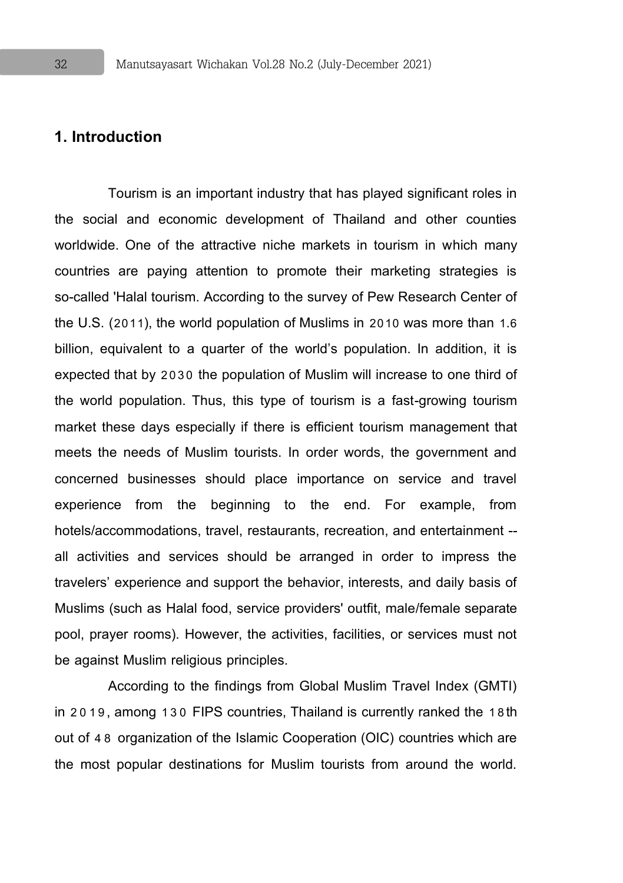## 1. Introduction

Tourism is an important industry that has played significant roles in the social and economic development of Thailand and other counties worldwide. One of the attractive niche markets in tourism in which many countries are paying attention to promote their marketing strategies is so-called 'Halal tourism. According to the survey of Pew Research Center of the U.S. (2011), the world population of Muslims in 2010 was more than 1.6 billion, equivalent to a quarter of the world's population. In addition, it is expected that by 2030 the population of Muslim will increase to one third of the world population. Thus, this type of tourism is a fast-growing tourism market these days especially if there is efficient tourism management that meets the needs of Muslim tourists. In order words, the government and concerned businesses should place importance on service and travel experience from the beginning to the end. For example, from hotels/accommodations, travel, restaurants, recreation, and entertainment -- all activities and services should be arranged in order to impress the travelers' experience and support the behavior, interests, and daily basis of Muslims (such as Halal food, service providers' outfit, male/female separate pool, prayer rooms). However, the activities, facilities, or services must not be against Muslim religious principles.

According to the findings from Global Muslim Travel Index (GMTI) in 2019, among 130 FIPS countries, Thailand is currently ranked the 18th out of 48 organization of the Islamic Cooperation (OIC) countries which are the most popular destinations for Muslim tourists from around the world.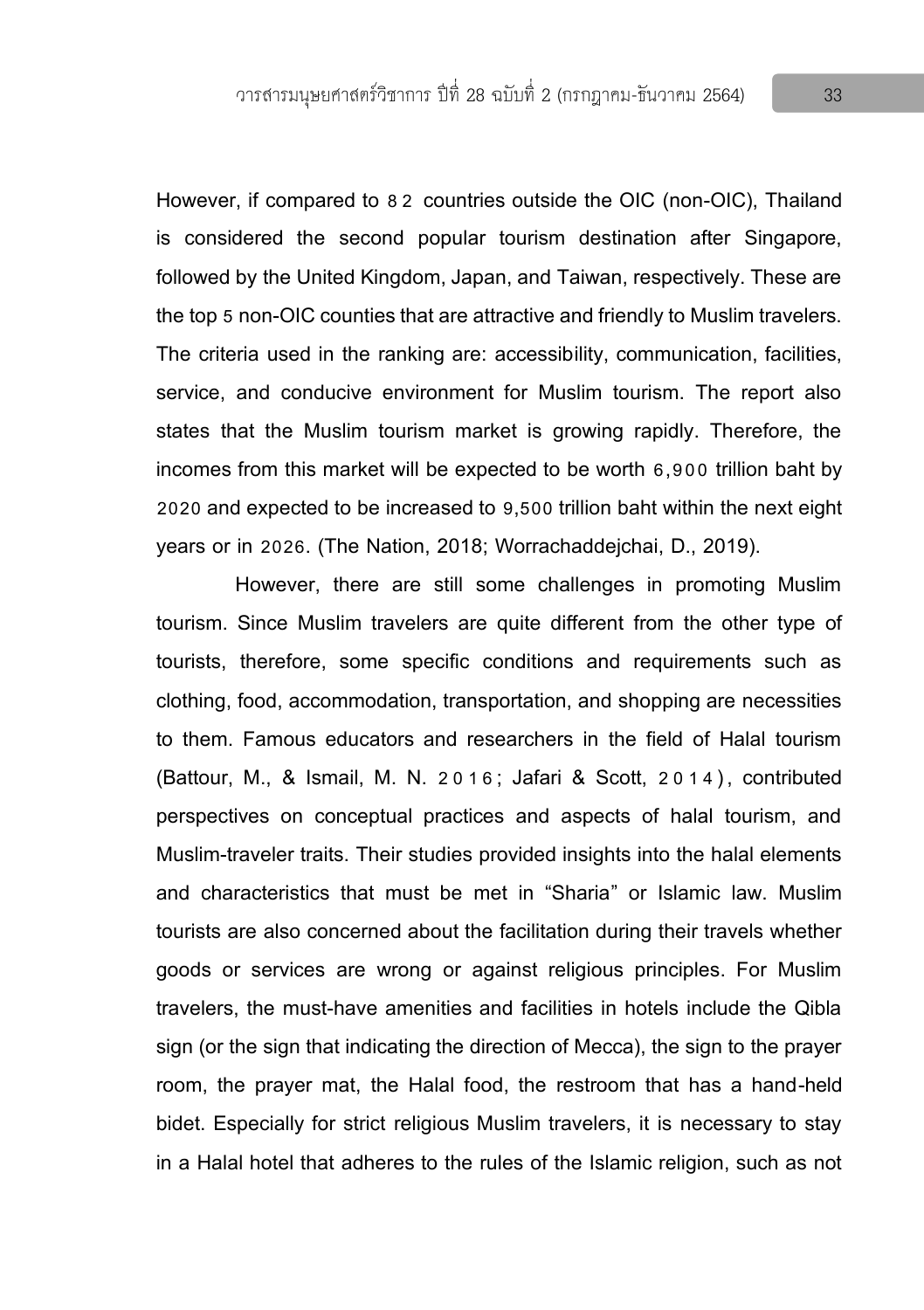However, if compared to 82 countries outside the OIC (non-OIC), Thailand is considered the second popular tourism destination after Singapore, followed by the United Kingdom, Japan, and Taiwan, respectively. These are the top 5 non-OIC counties that are attractive and friendly to Muslim travelers. The criteria used in the ranking are: accessibility, communication, facilities, service, and conducive environment for Muslim tourism. The report also states that the Muslim tourism market is growing rapidly. Therefore, the incomes from this market will be expected to be worth 6,900 trillion baht by 2020 and expected to be increased to 9,500 trillion baht within the next eight years or in 2026. (The Nation, 2018; Worrachaddejchai, D., 2019).

However, there are still some challenges in promoting Muslim tourism. Since Muslim travelers are quite different from the other type of tourists, therefore, some specific conditions and requirements such as clothing, food, accommodation, transportation, and shopping are necessities to them. Famous educators and researchers in the field of Halal tourism (Battour, M., & Ismail, M. N. 2016; Jafari & Scott, 2014), contributed perspectives on conceptual practices and aspects of halal tourism, and Muslim-traveler traits. Their studies provided insights into the halal elements and characteristics that must be met in "Sharia" or Islamic law. Muslim tourists are also concerned about the facilitation during their travels whether goods or services are wrong or against religious principles. For Muslim travelers, the must-have amenities and facilities in hotels include the Qibla sign (or the sign that indicating the direction of Mecca), the sign to the prayer room, the prayer mat, the Halal food, the restroom that has a hand-held bidet. Especially for strict religious Muslim travelers, it is necessary to stay in a Halal hotel that adheres to the rules of the Islamic religion, such as not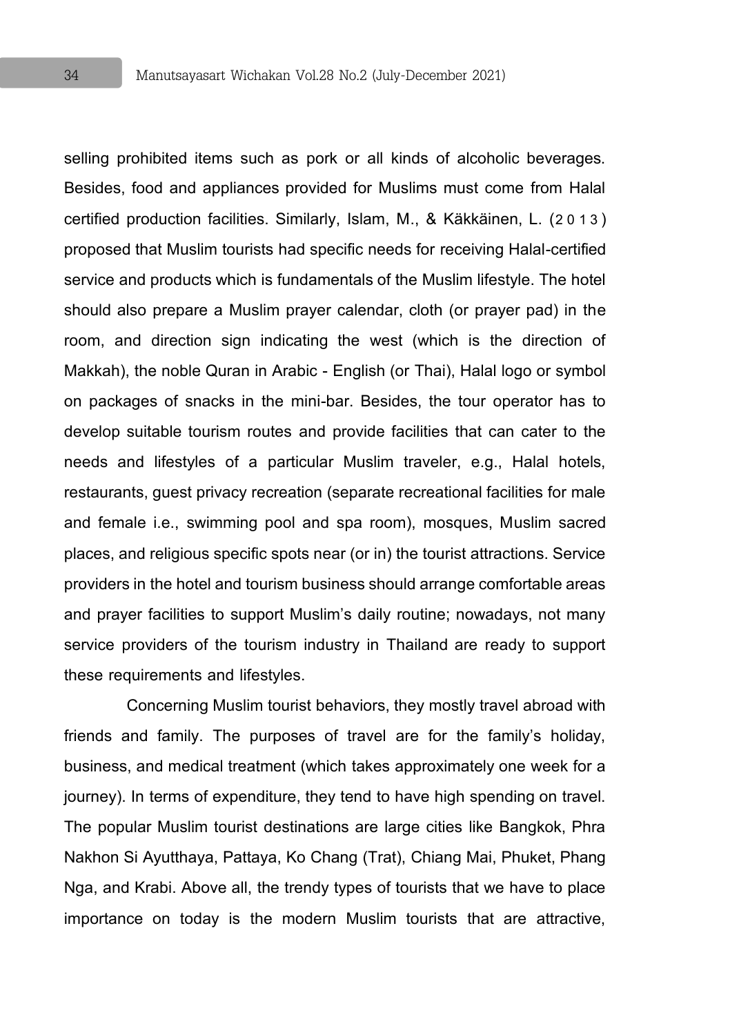selling prohibited items such as pork or all kinds of alcoholic beverages. Besides, food and appliances provided for Muslims must come from Halal certified production facilities. Similarly, Islam, M., & Käkkäinen, L. (2013) proposed that Muslim tourists had specific needs for receiving Halal-certified service and products which is fundamentals of the Muslim lifestyle. The hotel should also prepare a Muslim prayer calendar, cloth (or prayer pad) in the room, and direction sign indicating the west (which is the direction of Makkah), the noble Quran in Arabic - English (or Thai), Halal logo or symbol on packages of snacks in the mini-bar. Besides, the tour operator has to develop suitable tourism routes and provide facilities that can cater to the needs and lifestyles of a particular Muslim traveler, e.g., Halal hotels, restaurants, guest privacy recreation (separate recreational facilities for male and female i.e., swimming pool and spa room), mosques, Muslim sacred places, and religious specific spots near (or in) the tourist attractions. Service providers in the hotel and tourism business should arrange comfortable areas and prayer facilities to support Muslim's daily routine; nowadays, not many service providers of the tourism industry in Thailand are ready to support these requirements and lifestyles.

Concerning Muslim tourist behaviors, they mostly travel abroad with friends and family. The purposes of travel are for the family's holiday, business, and medical treatment (which takes approximately one week for a journey). In terms of expenditure, they tend to have high spending on travel. The popular Muslim tourist destinations are large cities like Bangkok, Phra Nakhon Si Ayutthaya, Pattaya, Ko Chang (Trat), Chiang Mai, Phuket, Phang Nga, and Krabi. Above all, the trendy types of tourists that we have to place importance on today is the modern Muslim tourists that are attractive,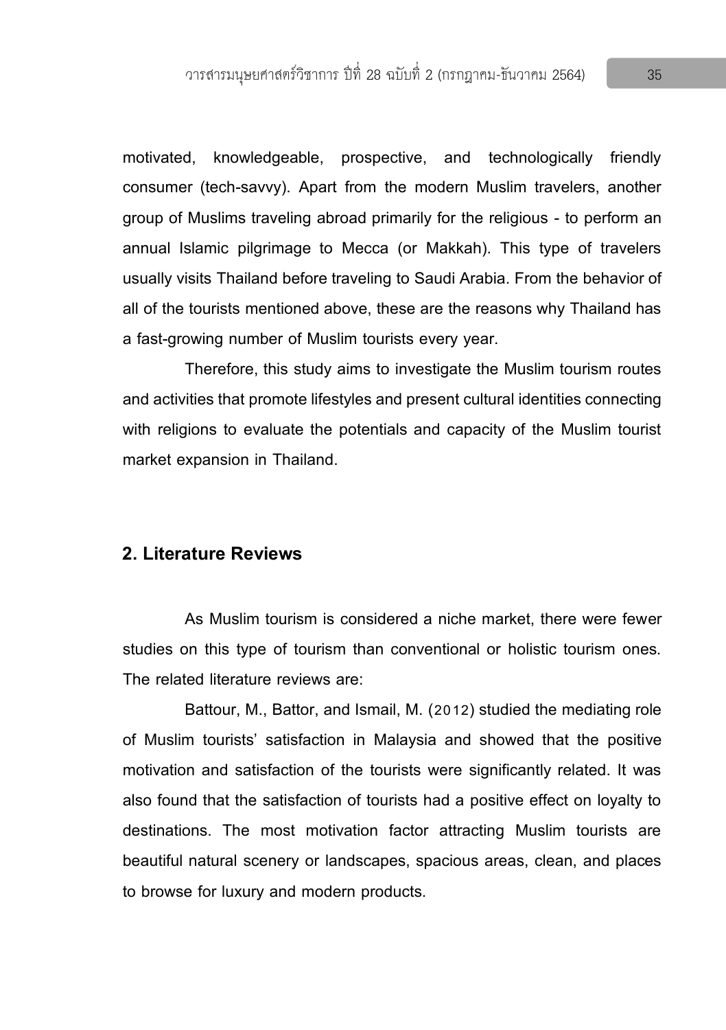motivated, knowledgeable, prospective, and technologically friendly consumer (tech-savvy). Apart from the modern Muslim travelers, another group of Muslims traveling abroad primarily for the religious - to perform an annual Islamic pilgrimage to Mecca (or Makkah). This type of travelers usually visits Thailand before traveling to Saudi Arabia. From the behavior of all of the tourists mentioned above, these are the reasons why Thailand has a fast-growing number of Muslim tourists every year.

Therefore, this study aims to investigate the Muslim tourism routes and activities that promote lifestyles and present cultural identities connecting with religions to evaluate the potentials and capacity of the Muslim tourist market expansion in Thailand.

## 2. Literature Reviews

As Muslim tourism is considered a niche market, there were fewer studies on this type of tourism than conventional or holistic tourism ones. The related literature reviews are:

Battour, M., Battor, and Ismail, M. (2012) studied the mediating role of Muslim tourists' satisfaction in Malaysia and showed that the positive motivation and satisfaction of the tourists were significantly related. It was also found that the satisfaction of tourists had a positive effect on loyalty to destinations. The most motivation factor attracting Muslim tourists are beautiful natural scenery or landscapes, spacious areas, clean, and places to browse for luxury and modern products.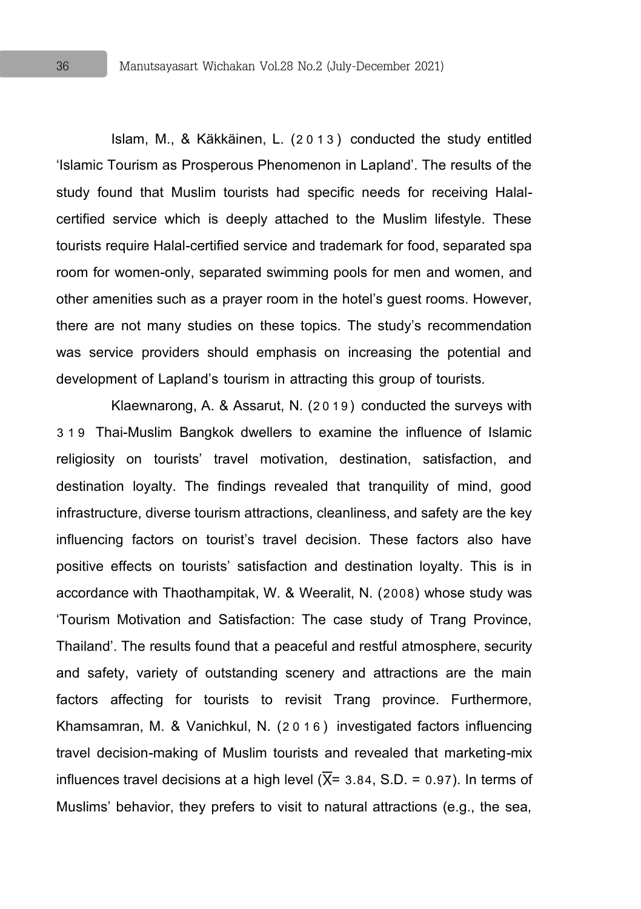Islam, M., & Käkkäinen, L. (2013) conducted the study entitled 'Islamic Tourism as Prosperous Phenomenon in Lapland'. The results of the study found that Muslim tourists had specific needs for receiving Halal-certified service which is deeply attached to the Muslim lifestyle. These tourists require Halal-certified service and trademark for food, separated spa room for women-only, separated swimming pools for men and women, and other amenities such as a prayer room in the hotel's guest rooms. However, there are not many studies on these topics. The study's recommendation was service providers should emphasis on increasing the potential and development of Lapland's tourism in attracting this group of tourists.

Klaewnarong, A. & Assarut, N. (2019) conducted the surveys with 319 Thai-Muslim Bangkok dwellers to examine the influence of Islamic religiosity on tourists' travel motivation, destination, satisfaction, and destination loyalty. The findings revealed that tranquility of mind, good infrastructure, diverse tourism attractions, cleanliness, and safety are the key influencing factors on tourist's travel decision. These factors also have positive effects on tourists' satisfaction and destination loyalty. This is in accordance with Thaothampitak, W. & Weeralit, N. (2008) whose study was 'Tourism Motivation and Satisfaction: The case study of Trang Province, Thailand'. The results found that a peaceful and restful atmosphere, security and safety, variety of outstanding scenery and attractions are the main factors affecting for tourists to revisit Trang province. Furthermore, Khamsamran, M. & Vanichkul, N. (2016) investigated factors influencing travel decision-making of Muslim tourists and revealed that marketing-mix influences travel decisions at a high level ($\overline{X}$= 3.84, S.D. = 0.97). In terms of Muslims' behavior, they prefers to visit to natural attractions (e.g., the sea,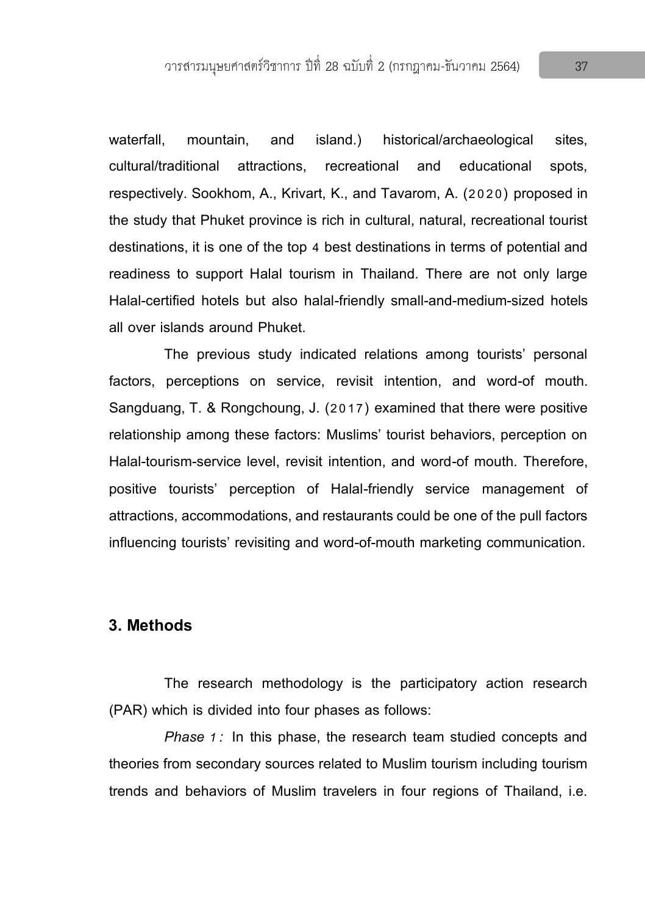waterfall, mountain, and island.) historical/archaeological sites, cultural/traditional attractions, recreational and educational spots, respectively. Sookhom, A., Krivart, K., and Tavarom, A. (2020) proposed in the study that Phuket province is rich in cultural, natural, recreational tourist destinations, it is one of the top 4 best destinations in terms of potential and readiness to support Halal tourism in Thailand. There are not only large Halal-certified hotels but also halal-friendly small-and-medium-sized hotels all over islands around Phuket.

The previous study indicated relations among tourists' personal factors, perceptions on service, revisit intention, and word-of mouth. Sangduang, T. & Rongchoung, J. (2017) examined that there were positive relationship among these factors: Muslims' tourist behaviors, perception on Halal-tourism-service level, revisit intention, and word-of mouth. Therefore, positive tourists' perception of Halal-friendly service management of attractions, accommodations, and restaurants could be one of the pull factors influencing tourists' revisiting and word-of-mouth marketing communication.

## 3. Methods

The research methodology is the participatory action research (PAR) which is divided into four phases as follows:

*Phase 1:* In this phase, the research team studied concepts and theories from secondary sources related to Muslim tourism including tourism trends and behaviors of Muslim travelers in four regions of Thailand, i.e.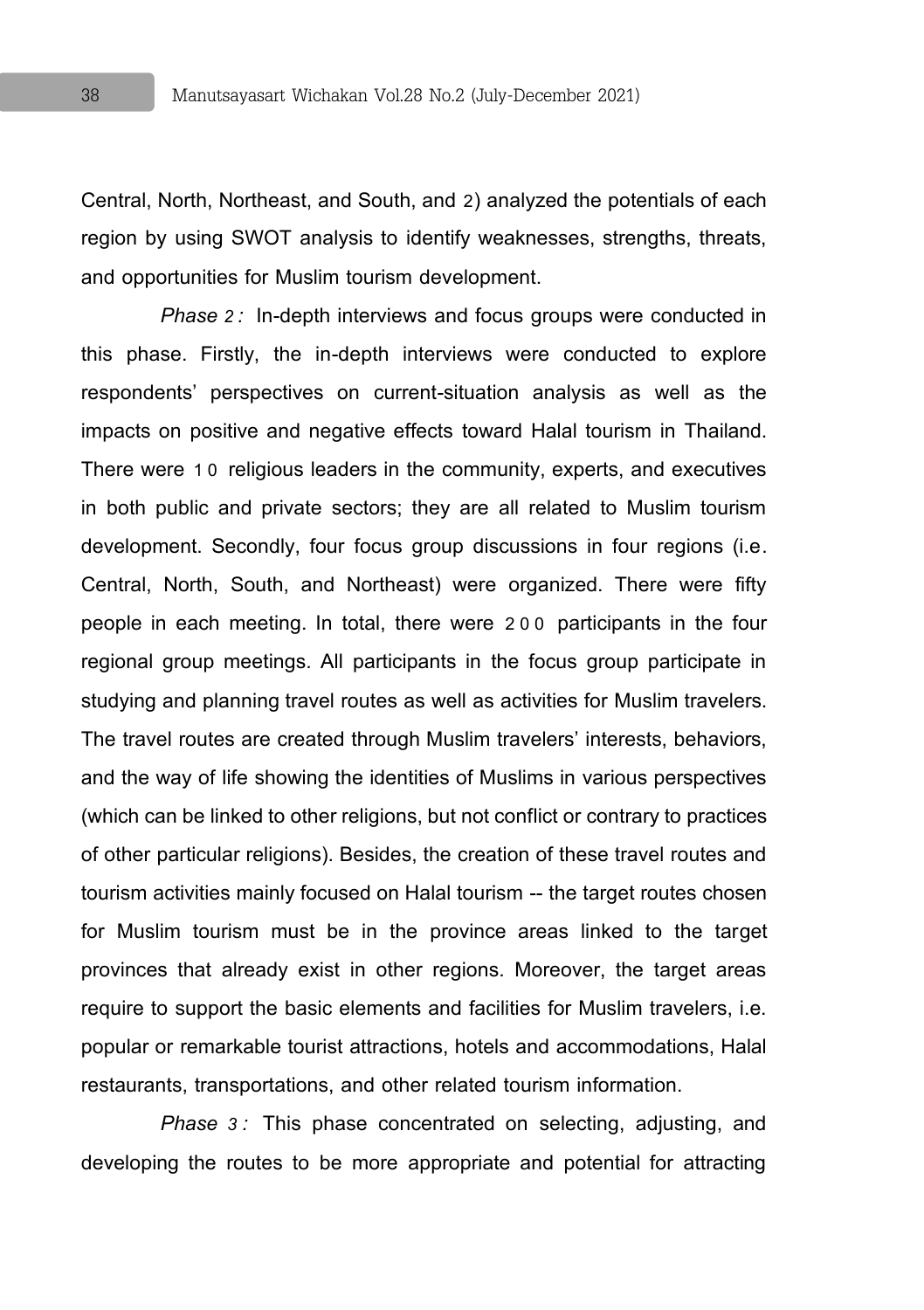Central, North, Northeast, and South, and 2) analyzed the potentials of each region by using SWOT analysis to identify weaknesses, strengths, threats, and opportunities for Muslim tourism development.

*Phase 2:* In-depth interviews and focus groups were conducted in this phase. Firstly, the in-depth interviews were conducted to explore respondents' perspectives on current-situation analysis as well as the impacts on positive and negative effects toward Halal tourism in Thailand. There were 10 religious leaders in the community, experts, and executives in both public and private sectors; they are all related to Muslim tourism development. Secondly, four focus group discussions in four regions (i.e. Central, North, South, and Northeast) were organized. There were fifty people in each meeting. In total, there were 200 participants in the four regional group meetings. All participants in the focus group participate in studying and planning travel routes as well as activities for Muslim travelers. The travel routes are created through Muslim travelers' interests, behaviors, and the way of life showing the identities of Muslims in various perspectives (which can be linked to other religions, but not conflict or contrary to practices of other particular religions). Besides, the creation of these travel routes and tourism activities mainly focused on Halal tourism -- the target routes chosen for Muslim tourism must be in the province areas linked to the target provinces that already exist in other regions. Moreover, the target areas require to support the basic elements and facilities for Muslim travelers, i.e. popular or remarkable tourist attractions, hotels and accommodations, Halal restaurants, transportations, and other related tourism information.

*Phase 3:* This phase concentrated on selecting, adjusting, and developing the routes to be more appropriate and potential for attracting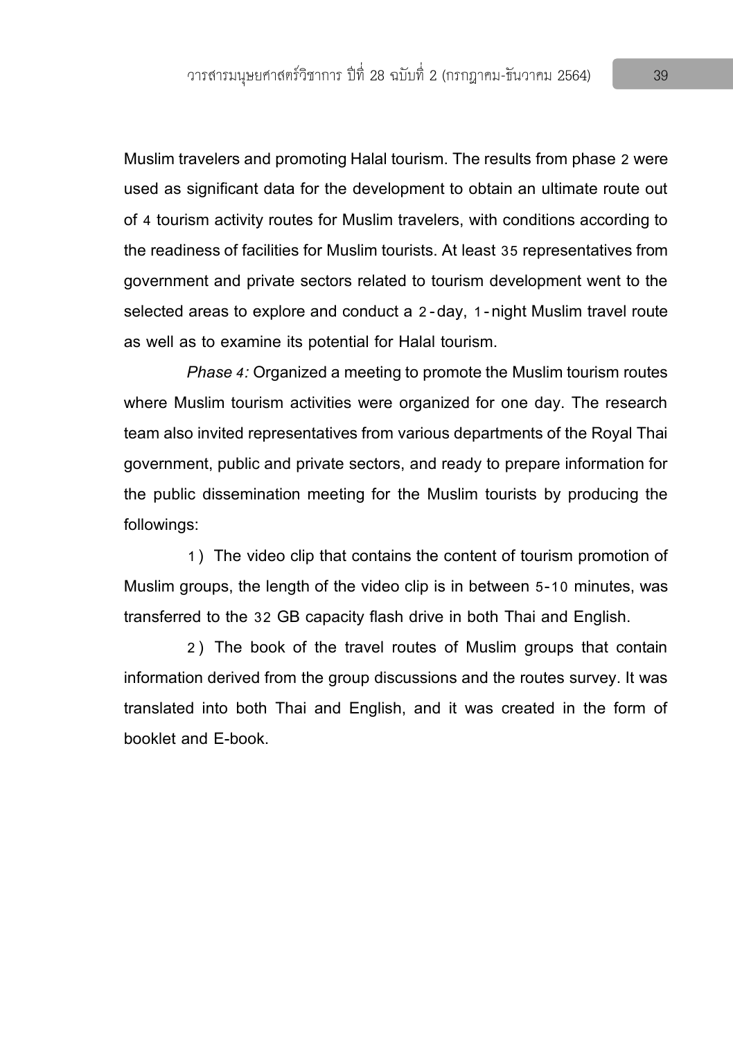Muslim travelers and promoting Halal tourism. The results from phase 2 were used as significant data for the development to obtain an ultimate route out of 4 tourism activity routes for Muslim travelers, with conditions according to the readiness of facilities for Muslim tourists. At least 35 representatives from government and private sectors related to tourism development went to the selected areas to explore and conduct a 2-day, 1-night Muslim travel route as well as to examine its potential for Halal tourism.

*Phase 4:* Organized a meeting to promote the Muslim tourism routes where Muslim tourism activities were organized for one day. The research team also invited representatives from various departments of the Royal Thai government, public and private sectors, and ready to prepare information for the public dissemination meeting for the Muslim tourists by producing the followings:

1) The video clip that contains the content of tourism promotion of Muslim groups, the length of the video clip is in between 5-10 minutes, was transferred to the 32 GB capacity flash drive in both Thai and English.

2) The book of the travel routes of Muslim groups that contain information derived from the group discussions and the routes survey. It was translated into both Thai and English, and it was created in the form of booklet and E-book.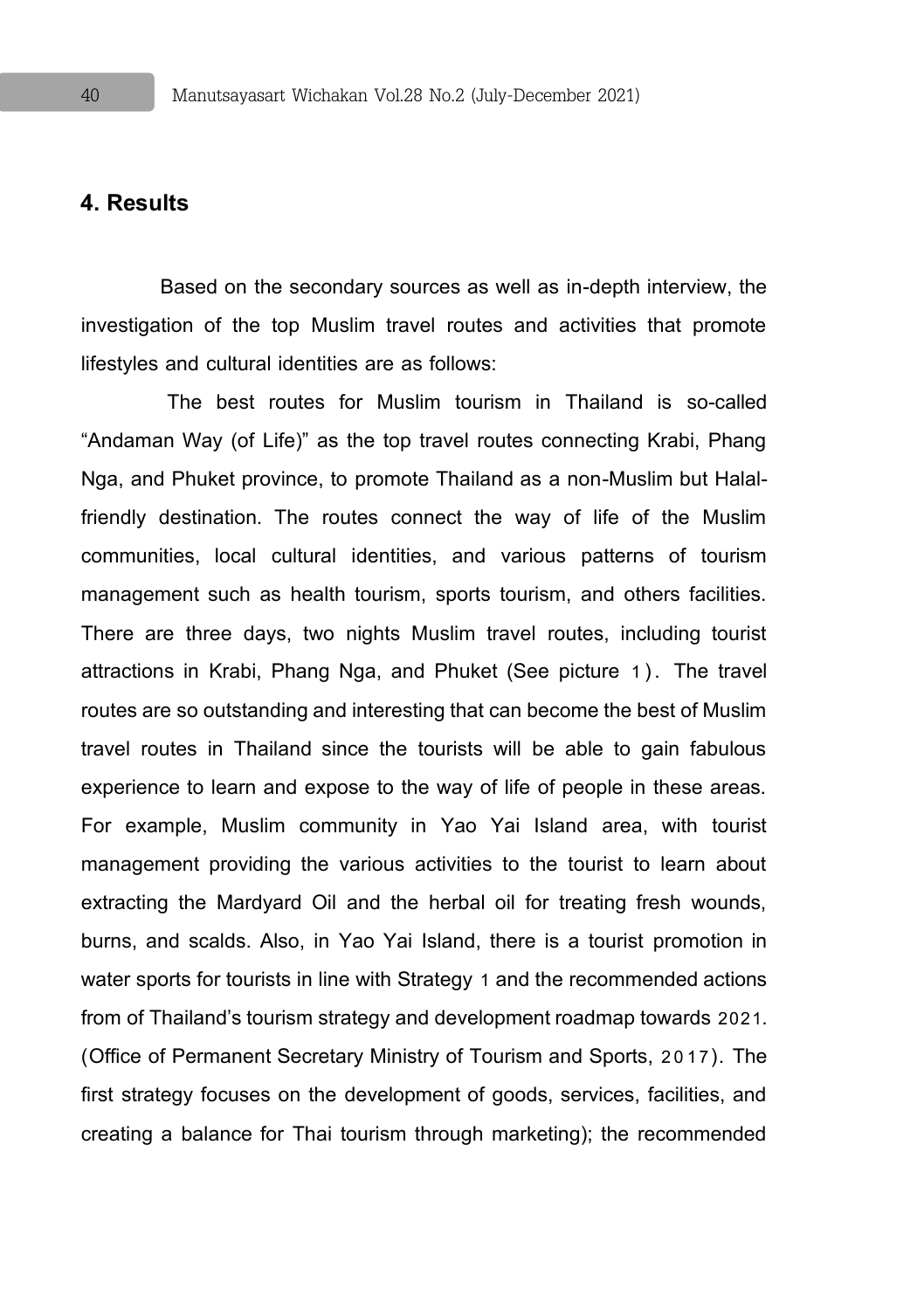## 4. Results

Based on the secondary sources as well as in-depth interview, the investigation of the top Muslim travel routes and activities that promote lifestyles and cultural identities are as follows:

The best routes for Muslim tourism in Thailand is so-called "Andaman Way (of Life)" as the top travel routes connecting Krabi, Phang Nga, and Phuket province, to promote Thailand as a non-Muslim but Halal-friendly destination. The routes connect the way of life of the Muslim communities, local cultural identities, and various patterns of tourism management such as health tourism, sports tourism, and others facilities. There are three days, two nights Muslim travel routes, including tourist attractions in Krabi, Phang Nga, and Phuket (See picture 1). The travel routes are so outstanding and interesting that can become the best of Muslim travel routes in Thailand since the tourists will be able to gain fabulous experience to learn and expose to the way of life of people in these areas. For example, Muslim community in Yao Yai Island area, with tourist management providing the various activities to the tourist to learn about extracting the Mardyard Oil and the herbal oil for treating fresh wounds, burns, and scalds. Also, in Yao Yai Island, there is a tourist promotion in water sports for tourists in line with Strategy 1 and the recommended actions from of Thailand's tourism strategy and development roadmap towards 2021. (Office of Permanent Secretary Ministry of Tourism and Sports, 2017). The first strategy focuses on the development of goods, services, facilities, and creating a balance for Thai tourism through marketing); the recommended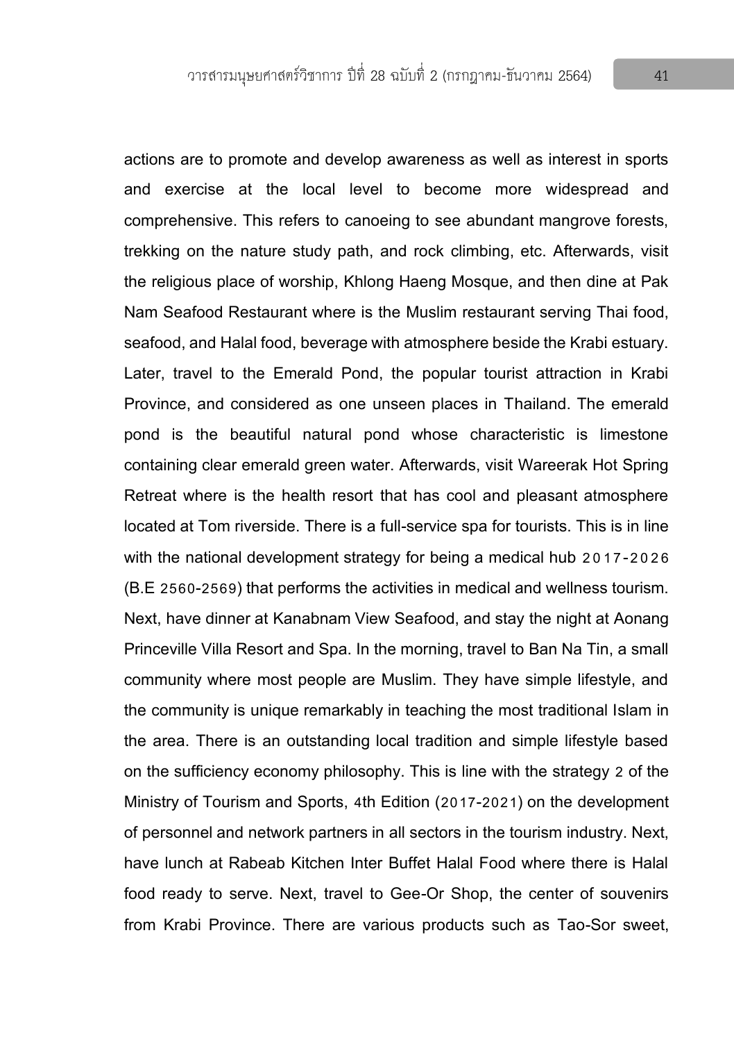actions are to promote and develop awareness as well as interest in sports and exercise at the local level to become more widespread and comprehensive. This refers to canoeing to see abundant mangrove forests, trekking on the nature study path, and rock climbing, etc. Afterwards, visit the religious place of worship, Khlong Haeng Mosque, and then dine at Pak Nam Seafood Restaurant where is the Muslim restaurant serving Thai food, seafood, and Halal food, beverage with atmosphere beside the Krabi estuary. Later, travel to the Emerald Pond, the popular tourist attraction in Krabi Province, and considered as one unseen places in Thailand. The emerald pond is the beautiful natural pond whose characteristic is limestone containing clear emerald green water. Afterwards, visit Wareerak Hot Spring Retreat where is the health resort that has cool and pleasant atmosphere located at Tom riverside. There is a full-service spa for tourists. This is in line with the national development strategy for being a medical hub 2017-2026 (B.E 2560-2569) that performs the activities in medical and wellness tourism. Next, have dinner at Kanabnam View Seafood, and stay the night at Aonang Princeville Villa Resort and Spa. In the morning, travel to Ban Na Tin, a small community where most people are Muslim. They have simple lifestyle, and the community is unique remarkably in teaching the most traditional Islam in the area. There is an outstanding local tradition and simple lifestyle based on the sufficiency economy philosophy. This is line with the strategy 2 of the Ministry of Tourism and Sports, 4th Edition (2017-2021) on the development of personnel and network partners in all sectors in the tourism industry. Next, have lunch at Rabeab Kitchen Inter Buffet Halal Food where there is Halal food ready to serve. Next, travel to Gee-Or Shop, the center of souvenirs from Krabi Province. There are various products such as Tao-Sor sweet,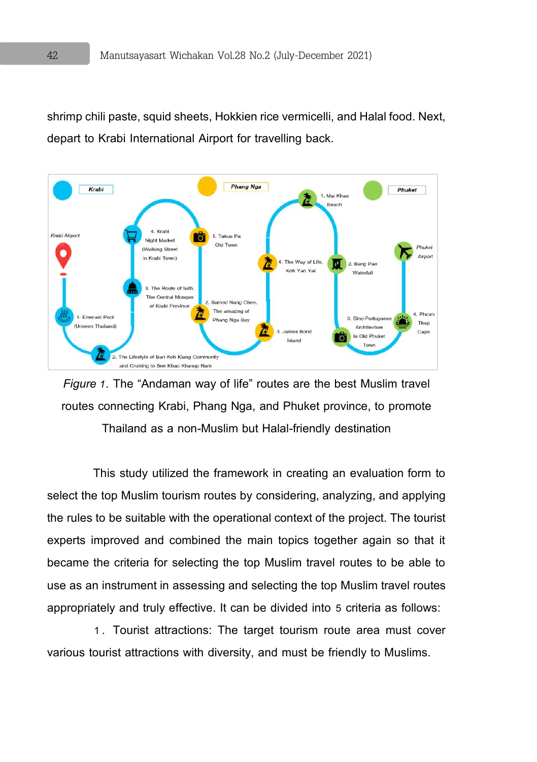shrimp chili paste, squid sheets, Hokkien rice vermicelli, and Halal food. Next, depart to Krabi International Airport for travelling back.

*Figure 1.* The "Andaman way of life" routes are the best Muslim travel routes connecting Krabi, Phang Nga, and Phuket province, to promote Thailand as a non-Muslim but Halal-friendly destination

This study utilized the framework in creating an evaluation form to select the top Muslim tourism routes by considering, analyzing, and applying the rules to be suitable with the operational context of the project. The tourist experts improved and combined the main topics together again so that it became the criteria for selecting the top Muslim travel routes to be able to use as an instrument in assessing and selecting the top Muslim travel routes appropriately and truly effective. It can be divided into 5 criteria as follows:

1. Tourist attractions: The target tourism route area must cover various tourist attractions with diversity, and must be friendly to Muslims.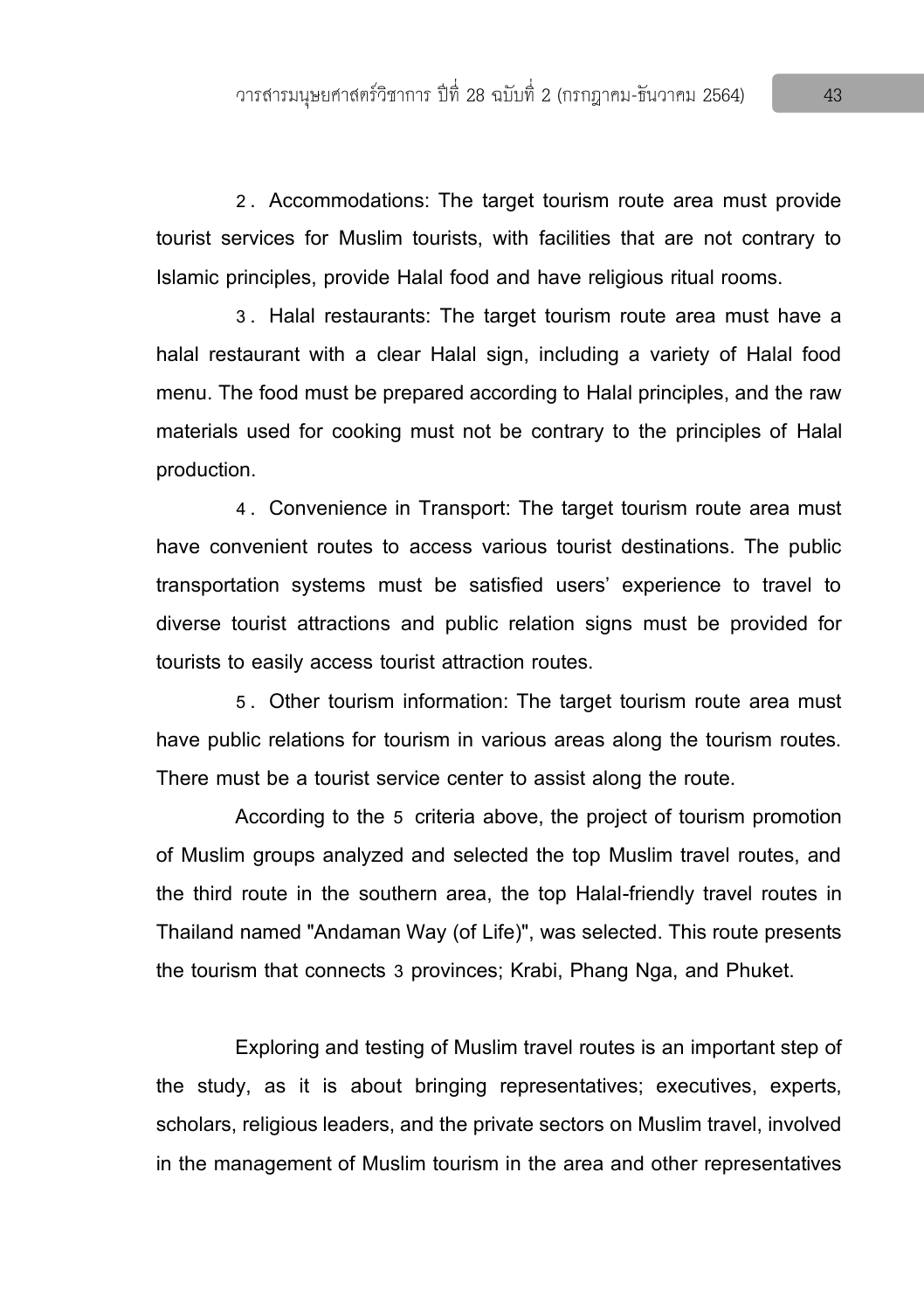2. Accommodations: The target tourism route area must provide tourist services for Muslim tourists, with facilities that are not contrary to Islamic principles, provide Halal food and have religious ritual rooms.

3. Halal restaurants: The target tourism route area must have a halal restaurant with a clear Halal sign, including a variety of Halal food menu. The food must be prepared according to Halal principles, and the raw materials used for cooking must not be contrary to the principles of Halal production.

4. Convenience in Transport: The target tourism route area must have convenient routes to access various tourist destinations. The public transportation systems must be satisfied users' experience to travel to diverse tourist attractions and public relation signs must be provided for tourists to easily access tourist attraction routes.

5. Other tourism information: The target tourism route area must have public relations for tourism in various areas along the tourism routes. There must be a tourist service center to assist along the route.

According to the 5 criteria above, the project of tourism promotion of Muslim groups analyzed and selected the top Muslim travel routes, and the third route in the southern area, the top Halal-friendly travel routes in Thailand named "Andaman Way (of Life)", was selected. This route presents the tourism that connects 3 provinces; Krabi, Phang Nga, and Phuket.

Exploring and testing of Muslim travel routes is an important step of the study, as it is about bringing representatives; executives, experts, scholars, religious leaders, and the private sectors on Muslim travel, involved in the management of Muslim tourism in the area and other representatives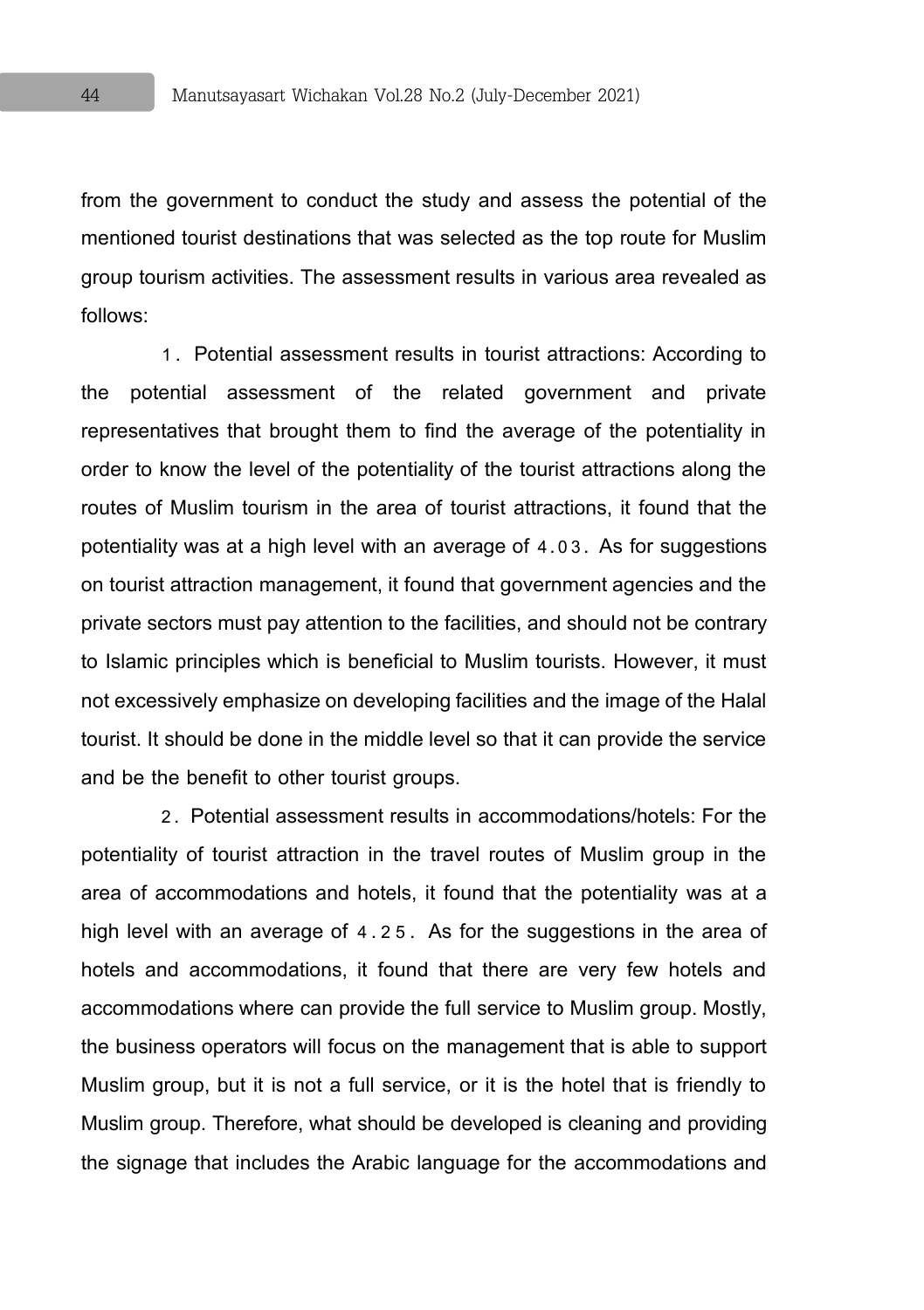from the government to conduct the study and assess the potential of the mentioned tourist destinations that was selected as the top route for Muslim group tourism activities. The assessment results in various area revealed as follows:

1. Potential assessment results in tourist attractions: According to the potential assessment of the related government and private representatives that brought them to find the average of the potentiality in order to know the level of the potentiality of the tourist attractions along the routes of Muslim tourism in the area of tourist attractions, it found that the potentiality was at a high level with an average of 4.03. As for suggestions on tourist attraction management, it found that government agencies and the private sectors must pay attention to the facilities, and should not be contrary to Islamic principles which is beneficial to Muslim tourists. However, it must not excessively emphasize on developing facilities and the image of the Halal tourist. It should be done in the middle level so that it can provide the service and be the benefit to other tourist groups.

2. Potential assessment results in accommodations/hotels: For the potentiality of tourist attraction in the travel routes of Muslim group in the area of accommodations and hotels, it found that the potentiality was at a high level with an average of 4.25. As for the suggestions in the area of hotels and accommodations, it found that there are very few hotels and accommodations where can provide the full service to Muslim group. Mostly, the business operators will focus on the management that is able to support Muslim group, but it is not a full service, or it is the hotel that is friendly to Muslim group. Therefore, what should be developed is cleaning and providing the signage that includes the Arabic language for the accommodations and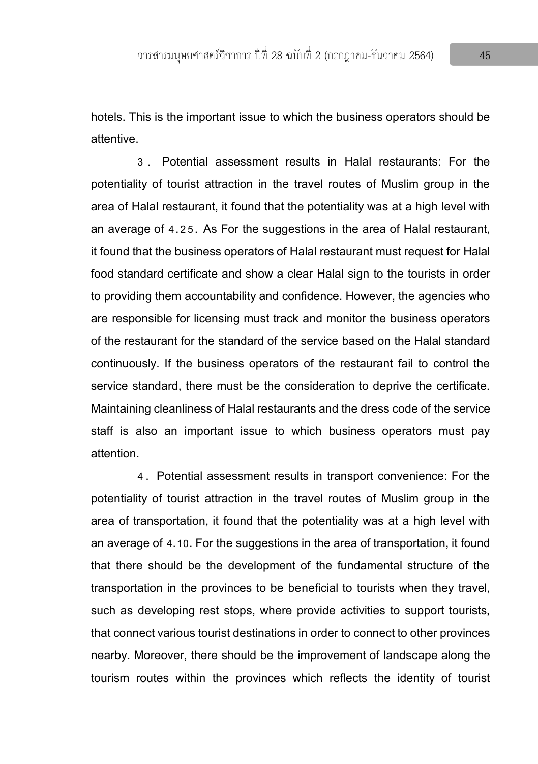hotels. This is the important issue to which the business operators should be attentive.

3. Potential assessment results in Halal restaurants: For the potentiality of tourist attraction in the travel routes of Muslim group in the area of Halal restaurant, it found that the potentiality was at a high level with an average of 4.25. As For the suggestions in the area of Halal restaurant, it found that the business operators of Halal restaurant must request for Halal food standard certificate and show a clear Halal sign to the tourists in order to providing them accountability and confidence. However, the agencies who are responsible for licensing must track and monitor the business operators of the restaurant for the standard of the service based on the Halal standard continuously. If the business operators of the restaurant fail to control the service standard, there must be the consideration to deprive the certificate. Maintaining cleanliness of Halal restaurants and the dress code of the service staff is also an important issue to which business operators must pay attention.

4. Potential assessment results in transport convenience: For the potentiality of tourist attraction in the travel routes of Muslim group in the area of transportation, it found that the potentiality was at a high level with an average of 4.10. For the suggestions in the area of transportation, it found that there should be the development of the fundamental structure of the transportation in the provinces to be beneficial to tourists when they travel, such as developing rest stops, where provide activities to support tourists, that connect various tourist destinations in order to connect to other provinces nearby. Moreover, there should be the improvement of landscape along the tourism routes within the provinces which reflects the identity of tourist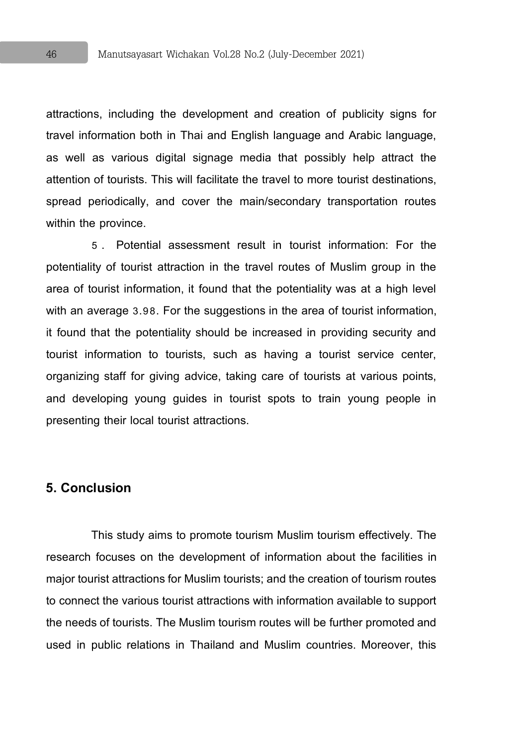attractions, including the development and creation of publicity signs for travel information both in Thai and English language and Arabic language, as well as various digital signage media that possibly help attract the attention of tourists. This will facilitate the travel to more tourist destinations, spread periodically, and cover the main/secondary transportation routes within the province.

5. Potential assessment result in tourist information: For the potentiality of tourist attraction in the travel routes of Muslim group in the area of tourist information, it found that the potentiality was at a high level with an average 3.98. For the suggestions in the area of tourist information, it found that the potentiality should be increased in providing security and tourist information to tourists, such as having a tourist service center, organizing staff for giving advice, taking care of tourists at various points, and developing young guides in tourist spots to train young people in presenting their local tourist attractions.

## 5. Conclusion

This study aims to promote tourism Muslim tourism effectively. The research focuses on the development of information about the facilities in major tourist attractions for Muslim tourists; and the creation of tourism routes to connect the various tourist attractions with information available to support the needs of tourists. The Muslim tourism routes will be further promoted and used in public relations in Thailand and Muslim countries. Moreover, this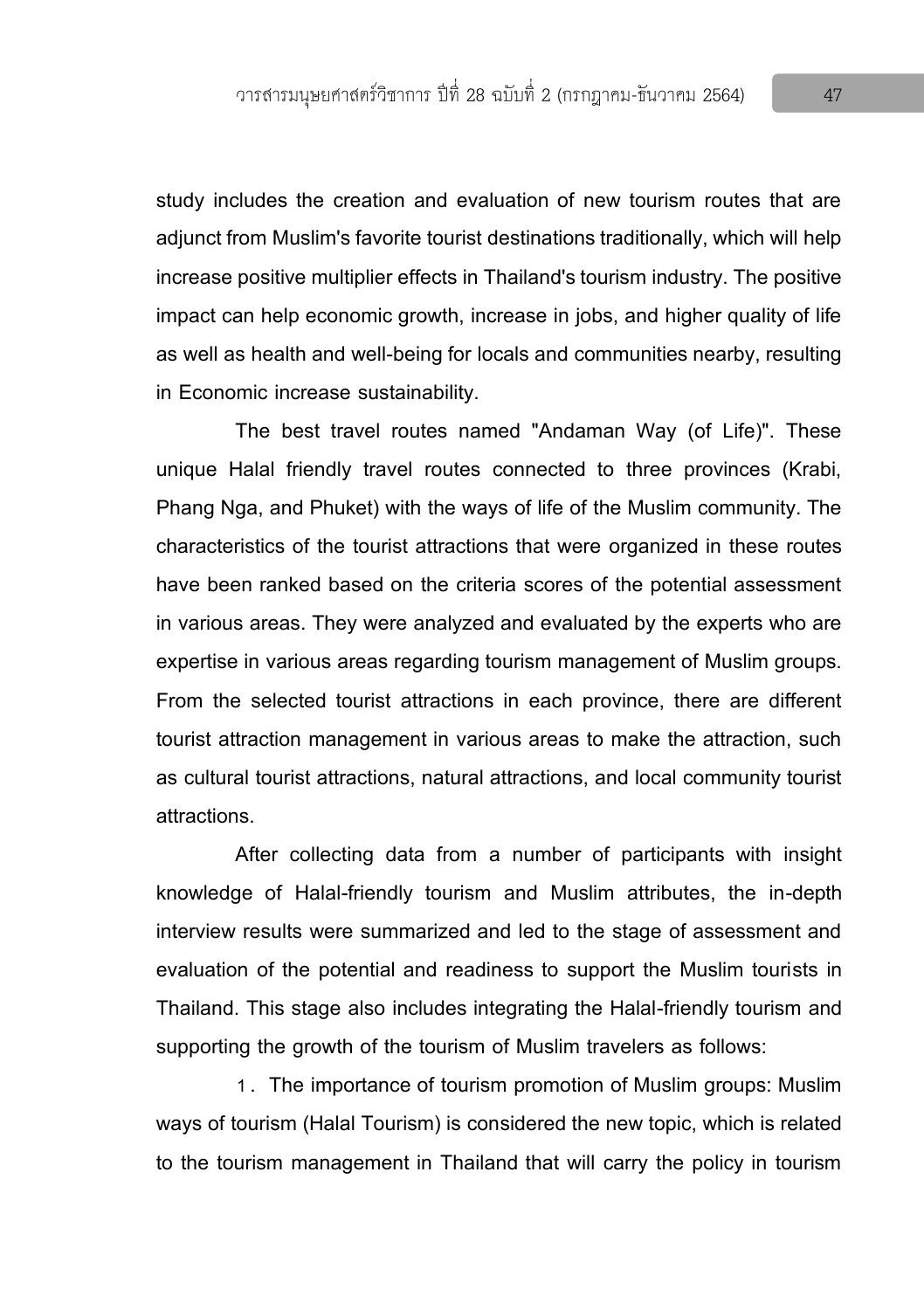study includes the creation and evaluation of new tourism routes that are adjunct from Muslim's favorite tourist destinations traditionally, which will help increase positive multiplier effects in Thailand's tourism industry. The positive impact can help economic growth, increase in jobs, and higher quality of life as well as health and well-being for locals and communities nearby, resulting in Economic increase sustainability.

The best travel routes named "Andaman Way (of Life)". These unique Halal friendly travel routes connected to three provinces (Krabi, Phang Nga, and Phuket) with the ways of life of the Muslim community. The characteristics of the tourist attractions that were organized in these routes have been ranked based on the criteria scores of the potential assessment in various areas. They were analyzed and evaluated by the experts who are expertise in various areas regarding tourism management of Muslim groups. From the selected tourist attractions in each province, there are different tourist attraction management in various areas to make the attraction, such as cultural tourist attractions, natural attractions, and local community tourist attractions.

After collecting data from a number of participants with insight knowledge of Halal-friendly tourism and Muslim attributes, the in-depth interview results were summarized and led to the stage of assessment and evaluation of the potential and readiness to support the Muslim tourists in Thailand. This stage also includes integrating the Halal-friendly tourism and supporting the growth of the tourism of Muslim travelers as follows:

1. The importance of tourism promotion of Muslim groups: Muslim ways of tourism (Halal Tourism) is considered the new topic, which is related to the tourism management in Thailand that will carry the policy in tourism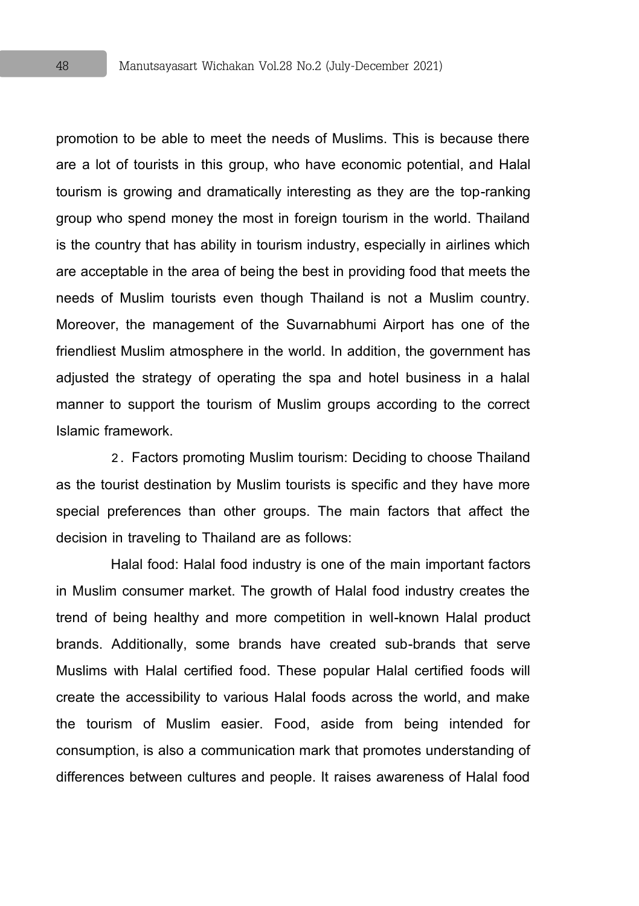promotion to be able to meet the needs of Muslims. This is because there are a lot of tourists in this group, who have economic potential, and Halal tourism is growing and dramatically interesting as they are the top-ranking group who spend money the most in foreign tourism in the world. Thailand is the country that has ability in tourism industry, especially in airlines which are acceptable in the area of being the best in providing food that meets the needs of Muslim tourists even though Thailand is not a Muslim country. Moreover, the management of the Suvarnabhumi Airport has one of the friendliest Muslim atmosphere in the world. In addition, the government has adjusted the strategy of operating the spa and hotel business in a halal manner to support the tourism of Muslim groups according to the correct Islamic framework.

2. Factors promoting Muslim tourism: Deciding to choose Thailand as the tourist destination by Muslim tourists is specific and they have more special preferences than other groups. The main factors that affect the decision in traveling to Thailand are as follows:

Halal food: Halal food industry is one of the main important factors in Muslim consumer market. The growth of Halal food industry creates the trend of being healthy and more competition in well-known Halal product brands. Additionally, some brands have created sub-brands that serve Muslims with Halal certified food. These popular Halal certified foods will create the accessibility to various Halal foods across the world, and make the tourism of Muslim easier. Food, aside from being intended for consumption, is also a communication mark that promotes understanding of differences between cultures and people. It raises awareness of Halal food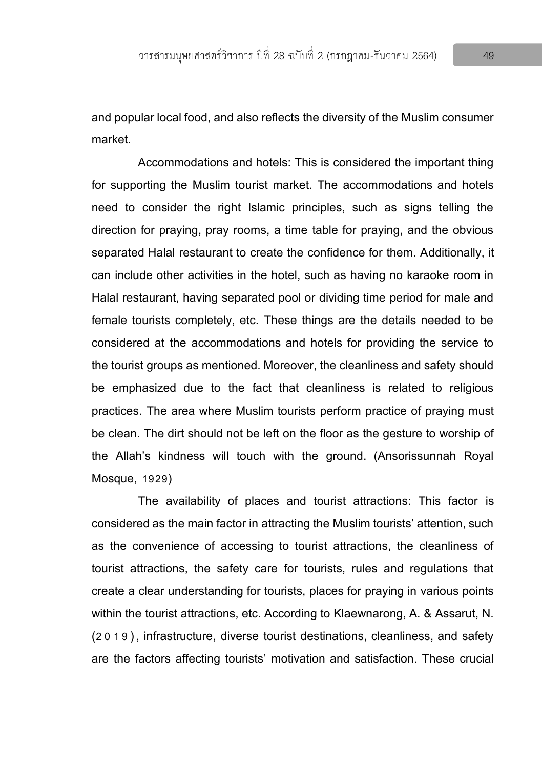and popular local food, and also reflects the diversity of the Muslim consumer market.

Accommodations and hotels: This is considered the important thing for supporting the Muslim tourist market. The accommodations and hotels need to consider the right Islamic principles, such as signs telling the direction for praying, pray rooms, a time table for praying, and the obvious separated Halal restaurant to create the confidence for them. Additionally, it can include other activities in the hotel, such as having no karaoke room in Halal restaurant, having separated pool or dividing time period for male and female tourists completely, etc. These things are the details needed to be considered at the accommodations and hotels for providing the service to the tourist groups as mentioned. Moreover, the cleanliness and safety should be emphasized due to the fact that cleanliness is related to religious practices. The area where Muslim tourists perform practice of praying must be clean. The dirt should not be left on the floor as the gesture to worship of the Allah's kindness will touch with the ground. (Ansorissunnah Royal Mosque, 1929)

The availability of places and tourist attractions: This factor is considered as the main factor in attracting the Muslim tourists' attention, such as the convenience of accessing to tourist attractions, the cleanliness of tourist attractions, the safety care for tourists, rules and regulations that create a clear understanding for tourists, places for praying in various points within the tourist attractions, etc. According to Klaewnarong, A. & Assarut, N. (2019), infrastructure, diverse tourist destinations, cleanliness, and safety are the factors affecting tourists' motivation and satisfaction. These crucial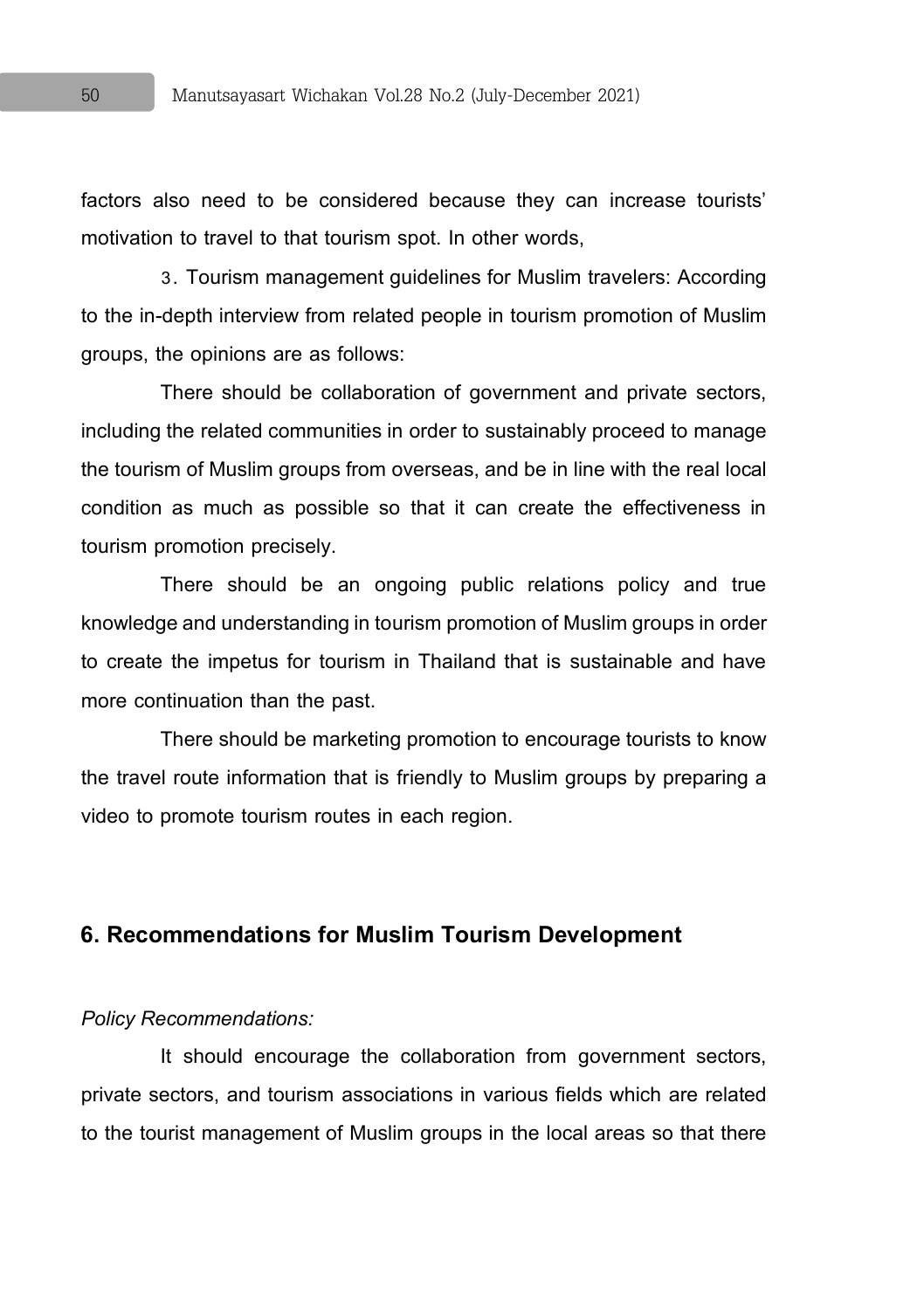factors also need to be considered because they can increase tourists' motivation to travel to that tourism spot. In other words,

3. Tourism management guidelines for Muslim travelers: According to the in-depth interview from related people in tourism promotion of Muslim groups, the opinions are as follows:

There should be collaboration of government and private sectors, including the related communities in order to sustainably proceed to manage the tourism of Muslim groups from overseas, and be in line with the real local condition as much as possible so that it can create the effectiveness in tourism promotion precisely.

There should be an ongoing public relations policy and true knowledge and understanding in tourism promotion of Muslim groups in order to create the impetus for tourism in Thailand that is sustainable and have more continuation than the past.

There should be marketing promotion to encourage tourists to know the travel route information that is friendly to Muslim groups by preparing a video to promote tourism routes in each region.

## 6. Recommendations for Muslim Tourism Development

*Policy Recommendations:*

It should encourage the collaboration from government sectors, private sectors, and tourism associations in various fields which are related to the tourist management of Muslim groups in the local areas so that there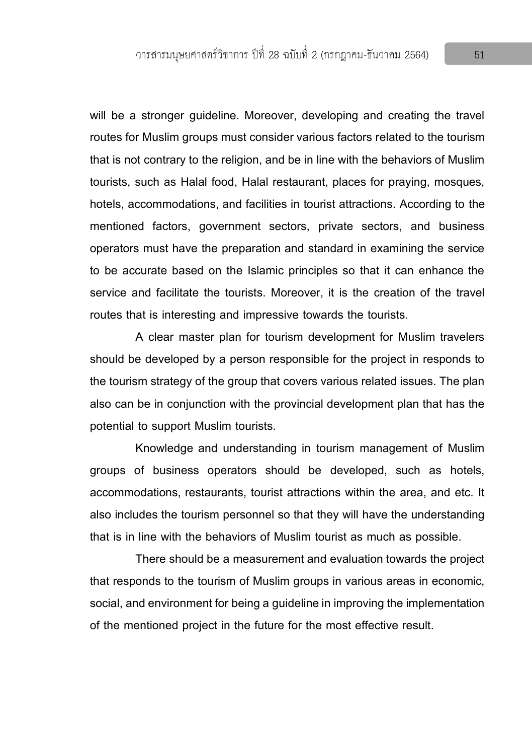will be a stronger guideline. Moreover, developing and creating the travel routes for Muslim groups must consider various factors related to the tourism that is not contrary to the religion, and be in line with the behaviors of Muslim tourists, such as Halal food, Halal restaurant, places for praying, mosques, hotels, accommodations, and facilities in tourist attractions. According to the mentioned factors, government sectors, private sectors, and business operators must have the preparation and standard in examining the service to be accurate based on the Islamic principles so that it can enhance the service and facilitate the tourists. Moreover, it is the creation of the travel routes that is interesting and impressive towards the tourists.

A clear master plan for tourism development for Muslim travelers should be developed by a person responsible for the project in responds to the tourism strategy of the group that covers various related issues. The plan also can be in conjunction with the provincial development plan that has the potential to support Muslim tourists.

Knowledge and understanding in tourism management of Muslim groups of business operators should be developed, such as hotels, accommodations, restaurants, tourist attractions within the area, and etc. It also includes the tourism personnel so that they will have the understanding that is in line with the behaviors of Muslim tourist as much as possible.

There should be a measurement and evaluation towards the project that responds to the tourism of Muslim groups in various areas in economic, social, and environment for being a guideline in improving the implementation of the mentioned project in the future for the most effective result.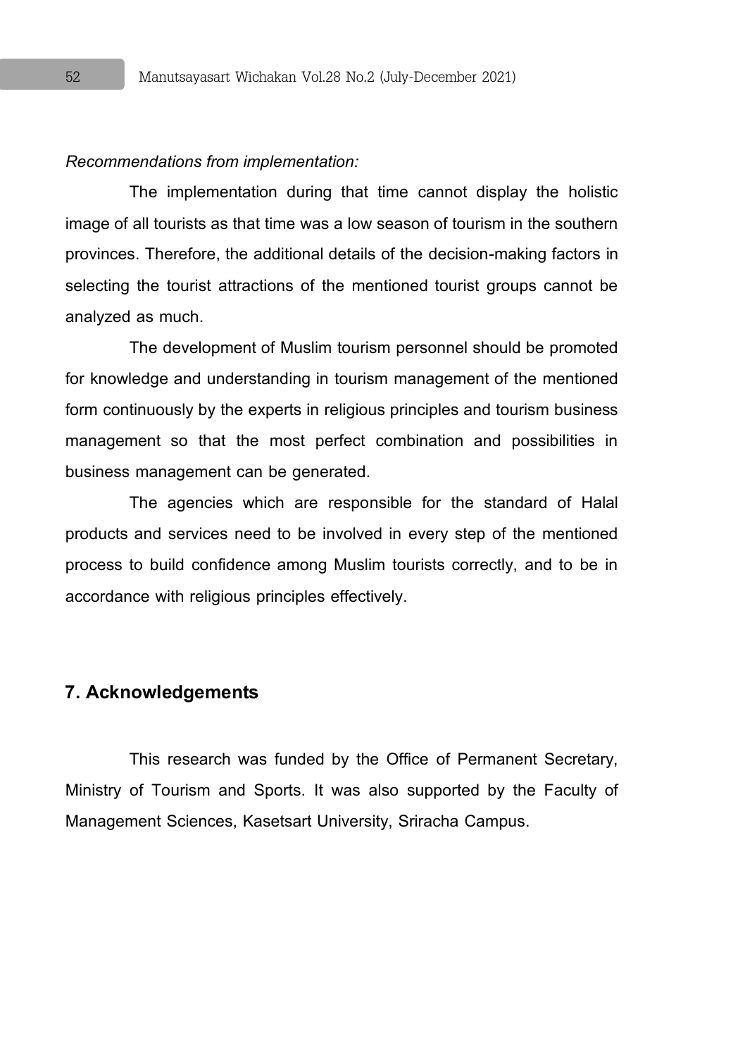*Recommendations from implementation:*

The implementation during that time cannot display the holistic image of all tourists as that time was a low season of tourism in the southern provinces. Therefore, the additional details of the decision-making factors in selecting the tourist attractions of the mentioned tourist groups cannot be analyzed as much.

The development of Muslim tourism personnel should be promoted for knowledge and understanding in tourism management of the mentioned form continuously by the experts in religious principles and tourism business management so that the most perfect combination and possibilities in business management can be generated.

The agencies which are responsible for the standard of Halal products and services need to be involved in every step of the mentioned process to build confidence among Muslim tourists correctly, and to be in accordance with religious principles effectively.

## 7. Acknowledgements

This research was funded by the Office of Permanent Secretary, Ministry of Tourism and Sports. It was also supported by the Faculty of Management Sciences, Kasetsart University, Sriracha Campus.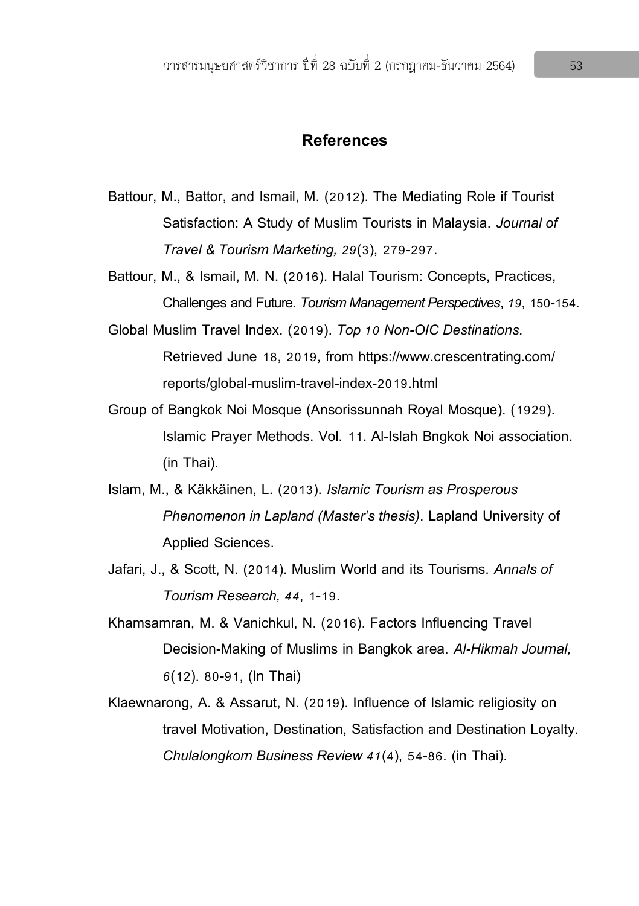## References

Battour, M., Battor, and Ismail, M. (2012). The Mediating Role if Tourist Satisfaction: A Study of Muslim Tourists in Malaysia. *Journal of Travel & Tourism Marketing, 29*(3), 279-297.

Battour, M., & Ismail, M. N. (2016). Halal Tourism: Concepts, Practices, Challenges and Future. *Tourism Management Perspectives*, *19*, 150-154.

Global Muslim Travel Index. (2019). *Top 10 Non-OIC Destinations.* Retrieved June 18, 2019, from https://www.crescentrating.com/reports/global-muslim-travel-index-2019.html

Group of Bangkok Noi Mosque (Ansorissunnah Royal Mosque). (1929). Islamic Prayer Methods. Vol. 11. Al-Islah Bngkok Noi association. (in Thai).

Islam, M., & Käkkäinen, L. (2013). *Islamic Tourism as Prosperous Phenomenon in Lapland (Master's thesis)*. Lapland University of Applied Sciences.

Jafari, J., & Scott, N. (2014). Muslim World and its Tourisms. *Annals of Tourism Research, 44*, 1-19.

Khamsamran, M. & Vanichkul, N. (2016). Factors Influencing Travel Decision-Making of Muslims in Bangkok area. *Al-Hikmah Journal, 6*(12). 80-91, (In Thai)

Klaewnarong, A. & Assarut, N. (2019). Influence of Islamic religiosity on travel Motivation, Destination, Satisfaction and Destination Loyalty. *Chulalongkorn Business Review 41*(4), 54-86. (in Thai).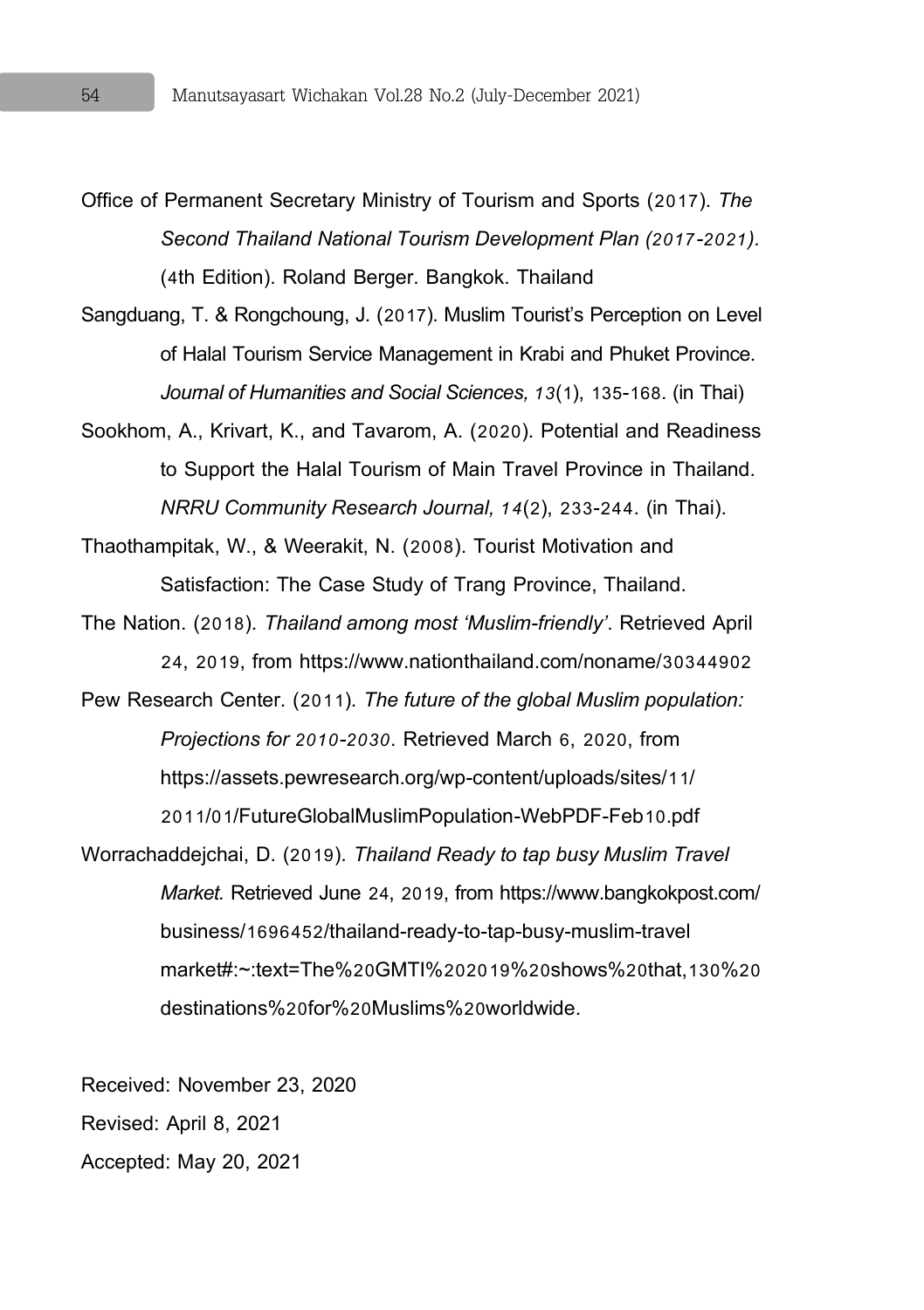Office of Permanent Secretary Ministry of Tourism and Sports (2017). *The Second Thailand National Tourism Development Plan (2017-2021).* (4th Edition). Roland Berger. Bangkok. Thailand

Sangduang, T. & Rongchoung, J. (2017). Muslim Tourist's Perception on Level of Halal Tourism Service Management in Krabi and Phuket Province. *Journal of Humanities and Social Sciences, 13*(1), 135-168. (in Thai)

Sookhom, A., Krivart, K., and Tavarom, A. (2020). Potential and Readiness to Support the Halal Tourism of Main Travel Province in Thailand. *NRRU Community Research Journal, 14*(2), 233-244. (in Thai).

Thaothampitak, W., & Weerakit, N. (2008). Tourist Motivation and Satisfaction: The Case Study of Trang Province, Thailand.

The Nation. (2018). *Thailand among most 'Muslim-friendly'*. Retrieved April 24, 2019, from https://www.nationthailand.com/noname/30344902

Pew Research Center. (2011). *The future of the global Muslim population: Projections for 2010-2030.* Retrieved March 6, 2020, from https://assets.pewresearch.org/wp-content/uploads/sites/11/2011/01/FutureGlobalMuslimPopulation-WebPDF-Feb10.pdf

Worrachaddejchai, D. (2019). *Thailand Ready to tap busy Muslim Travel Market.* Retrieved June 24, 2019, from https://www.bangkokpost.com/business/1696452/thailand-ready-to-tap-busy-muslim-travel market#:~:text=The%20GMTI%202019%20shows%20that,130%20 destinations%20for%20Muslims%20worldwide.

Received: November 23, 2020

Revised: April 8, 2021

Accepted: May 20, 2021